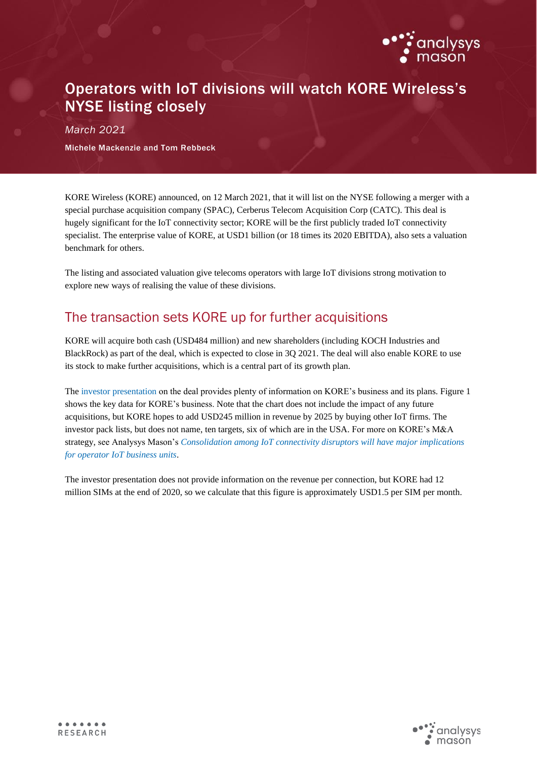# Operators with IoT divisions will watch KORE Wireless's NYSE listing closely

*March 2021*

**Michele Mackenzie and Tom Rebbeck**

KORE Wireless (KORE) announced, on 12 March 2021, that it will list on the NYSE following a merger with a special purchase acquisition company (SPAC), Cerberus Telecom Acquisition Corp (CATC). This deal is hugely significant for the IoT connectivity sector; KORE will be the first publicly traded IoT connectivity specialist. The enterprise value of KORE, at USD1 billion (or 18 times its 2020 EBITDA), also sets a valuation benchmark for others.

The listing and associated valuation give telecoms operators with large IoT divisions strong motivation to explore new ways of realising the value of these divisions.

## The transaction sets KORE up for further acquisitions

KORE will acquire both cash (USD484 million) and new shareholders (including KOCH Industries and BlackRock) as part of the deal, which is expected to close in 3Q 2021. The deal will also enable KORE to use its stock to make further acquisitions, which is a central part of its growth plan.

The investor presentation on the deal provides plenty of information on KORE's business and its plans. Figure 1 shows the key data for KORE's business. Note that the chart does not include the impact of any future acquisitions, but KORE hopes to add USD245 million in revenue by 2025 by buying other IoT firms. The investor pack lists, but does not name, ten targets, six of which are in the USA. For more on KORE's M&A strategy, see Analysys Mason's *Consolidation among IoT connectivity disruptors will have major implications for operator IoT business units*.

The investor presentation does not provide information on the revenue per connection, but KORE had 12 million SIMs at the end of 2020, so we calculate that this figure is approximately USD1.5 per SIM per month.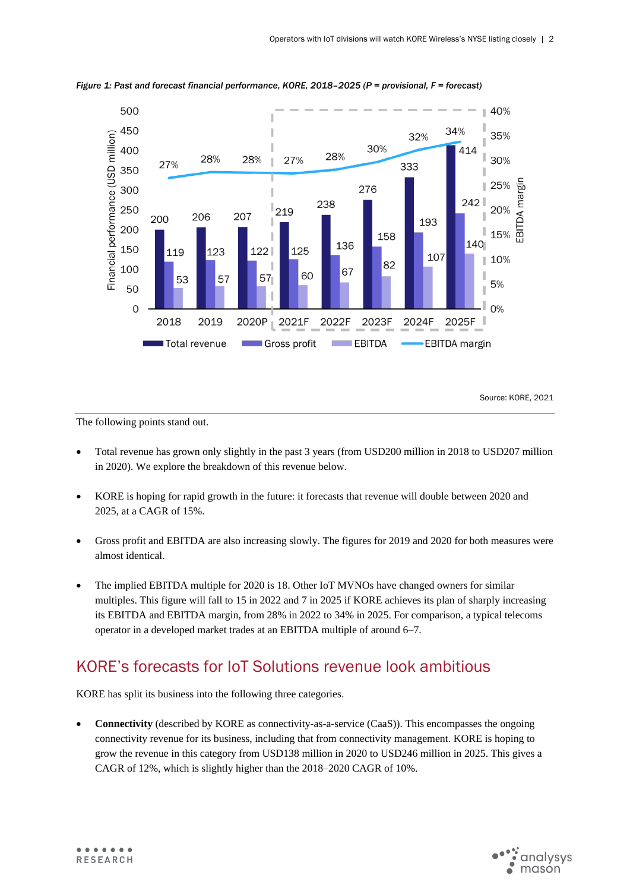*Figure 1: Past and forecast financial performance, KORE, 2018–2025 (P = provisional, F = forecast)*

| | 2018 | 2019 | 2020P | 2021F | 2022F | 2023F | 2024F | 2025F |
|---|---|---|---|---|---|---|---|---|
| Total revenue (USD million) | 200 | 206 | 207 | 219 | 238 | 276 | 333 | 414 |
| Gross profit (USD million) | 119 | 123 | 122 | 125 | 136 | 158 | 193 | 242 |
| EBITDA (USD million) | 53 | 57 | 57 | 60 | 67 | 82 | 107 | 140 |
| EBITDA margin | 27% | 28% | 28% | 27% | 28% | 30% | 32% | 34% |

Source: KORE, 2021

The following points stand out.

- Total revenue has grown only slightly in the past 3 years (from USD200 million in 2018 to USD207 million in 2020). We explore the breakdown of this revenue below.
- KORE is hoping for rapid growth in the future: it forecasts that revenue will double between 2020 and 2025, at a CAGR of 15%.
- Gross profit and EBITDA are also increasing slowly. The figures for 2019 and 2020 for both measures were almost identical.
- The implied EBITDA multiple for 2020 is 18. Other IoT MVNOs have changed owners for similar multiples. This figure will fall to 15 in 2022 and 7 in 2025 if KORE achieves its plan of sharply increasing its EBITDA and EBITDA margin, from 28% in 2022 to 34% in 2025. For comparison, a typical telecoms operator in a developed market trades at an EBITDA multiple of around 6–7.

## KORE's forecasts for IoT Solutions revenue look ambitious

KORE has split its business into the following three categories.

- **Connectivity** (described by KORE as connectivity-as-a-service (CaaS)). This encompasses the ongoing connectivity revenue for its business, including that from connectivity management. KORE is hoping to grow the revenue in this category from USD138 million in 2020 to USD246 million in 2025. This gives a CAGR of 12%, which is slightly higher than the 2018–2020 CAGR of 10%.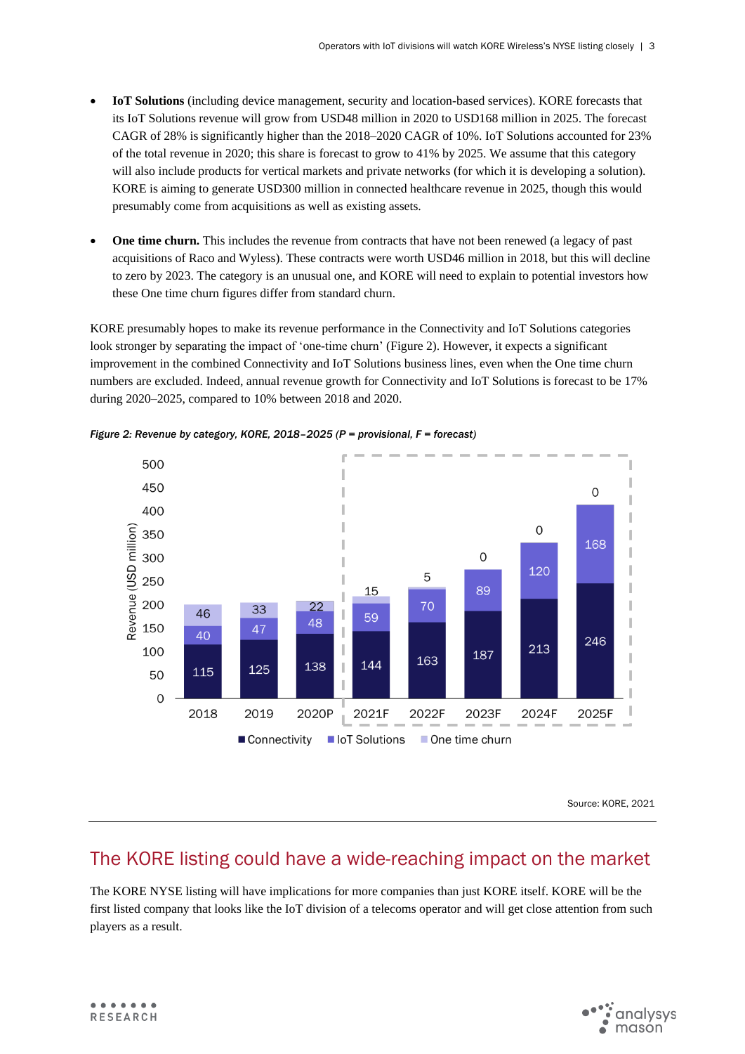- **IoT Solutions** (including device management, security and location-based services). KORE forecasts that its IoT Solutions revenue will grow from USD48 million in 2020 to USD168 million in 2025. The forecast CAGR of 28% is significantly higher than the 2018–2020 CAGR of 10%. IoT Solutions accounted for 23% of the total revenue in 2020; this share is forecast to grow to 41% by 2025. We assume that this category will also include products for vertical markets and private networks (for which it is developing a solution). KORE is aiming to generate USD300 million in connected healthcare revenue in 2025, though this would presumably come from acquisitions as well as existing assets.
- **One time churn.** This includes the revenue from contracts that have not been renewed (a legacy of past acquisitions of Raco and Wyless). These contracts were worth USD46 million in 2018, but this will decline to zero by 2023. The category is an unusual one, and KORE will need to explain to potential investors how these One time churn figures differ from standard churn.

KORE presumably hopes to make its revenue performance in the Connectivity and IoT Solutions categories look stronger by separating the impact of 'one-time churn' (Figure 2). However, it expects a significant improvement in the combined Connectivity and IoT Solutions business lines, even when the One time churn numbers are excluded. Indeed, annual revenue growth for Connectivity and IoT Solutions is forecast to be 17% during 2020–2025, compared to 10% between 2018 and 2020.

*Figure 2: Revenue by category, KORE, 2018–2025 (P = provisional, F = forecast)*

| Revenue (USD million) | 2018 | 2019 | 2020P | 2021F | 2022F | 2023F | 2024F | 2025F |
|---|---|---|---|---|---|---|---|---|
| Connectivity | 115 | 125 | 138 | 144 | 163 | 187 | 213 | 246 |
| IoT Solutions | 40 | 47 | 48 | 59 | 70 | 89 | 120 | 168 |
| One time churn | 46 | 33 | 22 | 15 | 5 | 0 | 0 | 0 |

Source: KORE, 2021

## The KORE listing could have a wide-reaching impact on the market

The KORE NYSE listing will have implications for more companies than just KORE itself. KORE will be the first listed company that looks like the IoT division of a telecoms operator and will get close attention from such players as a result.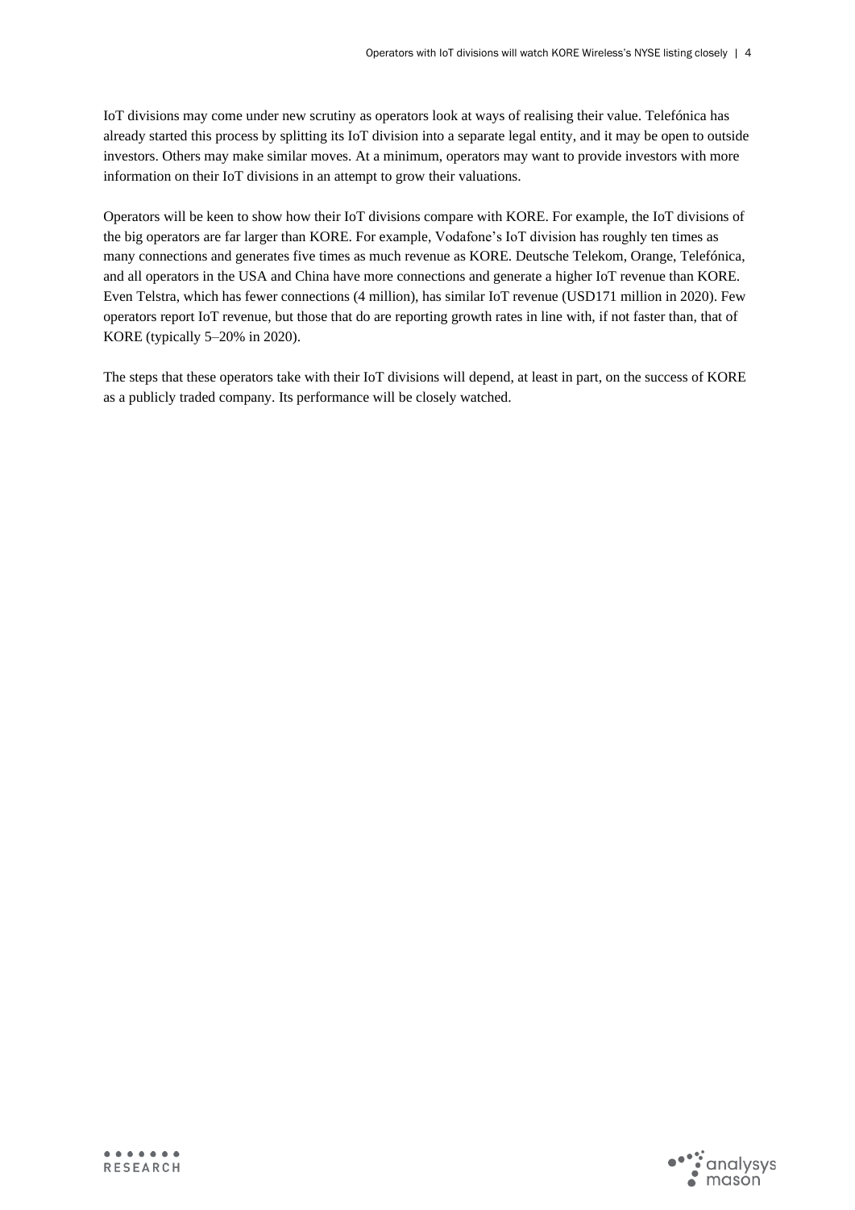IoT divisions may come under new scrutiny as operators look at ways of realising their value. Telefónica has already started this process by splitting its IoT division into a separate legal entity, and it may be open to outside investors. Others may make similar moves. At a minimum, operators may want to provide investors with more information on their IoT divisions in an attempt to grow their valuations.

Operators will be keen to show how their IoT divisions compare with KORE. For example, the IoT divisions of the big operators are far larger than KORE. For example, Vodafone's IoT division has roughly ten times as many connections and generates five times as much revenue as KORE. Deutsche Telekom, Orange, Telefónica, and all operators in the USA and China have more connections and generate a higher IoT revenue than KORE. Even Telstra, which has fewer connections (4 million), has similar IoT revenue (USD171 million in 2020). Few operators report IoT revenue, but those that do are reporting growth rates in line with, if not faster than, that of KORE (typically 5–20% in 2020).

The steps that these operators take with their IoT divisions will depend, at least in part, on the success of KORE as a publicly traded company. Its performance will be closely watched.